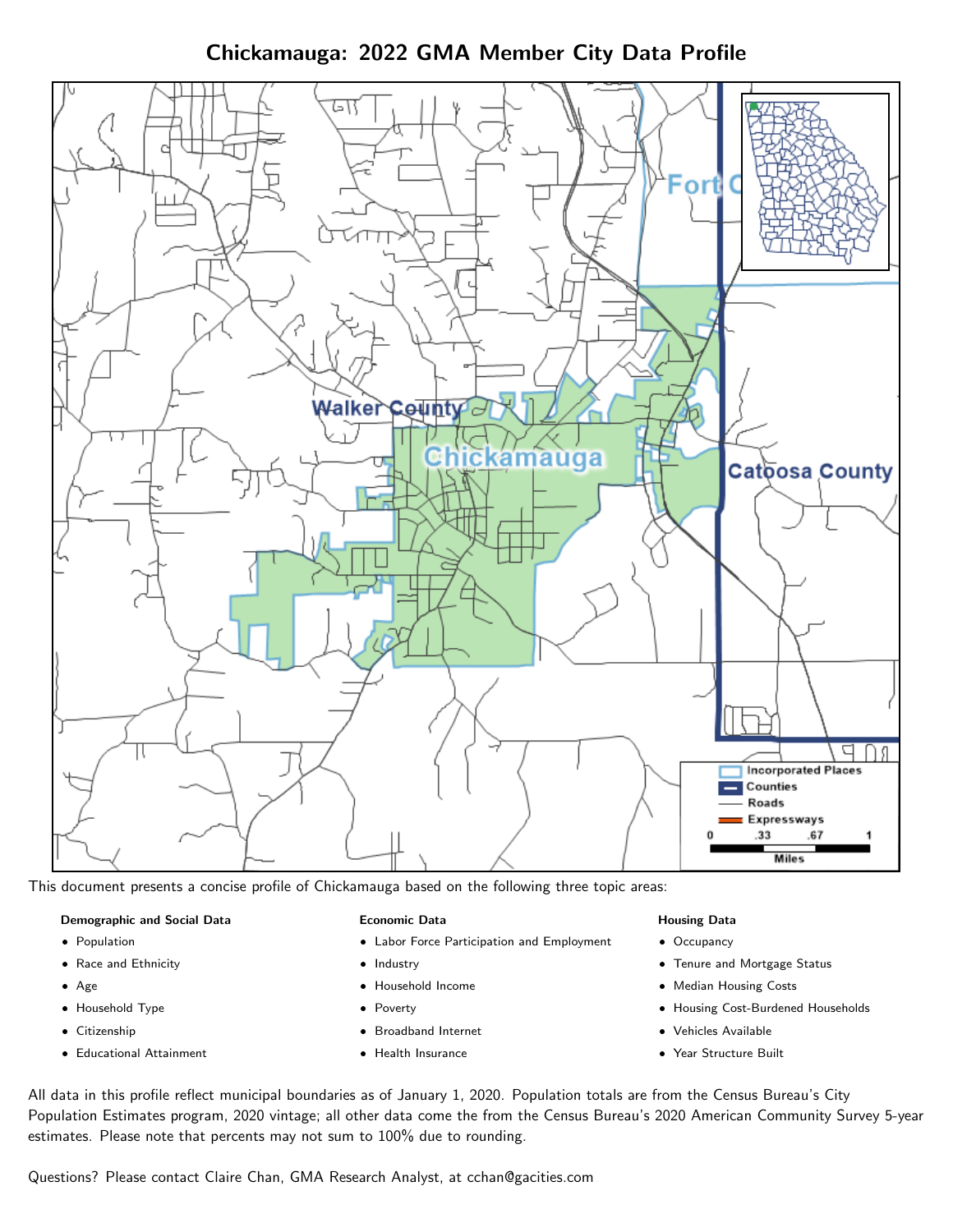# Chickamauga: 2022 GMA Member City Data Profile

This document presents a concise profile of Chickamauga based on the following three topic areas:

**Demographic and Social Data**

- Population
- Race and Ethnicity
- Age
- Household Type
- Citizenship
- Educational Attainment

**Economic Data**

- Labor Force Participation and Employment
- Industry
- Household Income
- Poverty
- Broadband Internet
- Health Insurance

**Housing Data**

- Occupancy
- Tenure and Mortgage Status
- Median Housing Costs
- Housing Cost-Burdened Households
- Vehicles Available
- Year Structure Built

All data in this profile reflect municipal boundaries as of January 1, 2020. Population totals are from the Census Bureau's City Population Estimates program, 2020 vintage; all other data come the from the Census Bureau's 2020 American Community Survey 5-year estimates. Please note that percents may not sum to 100% due to rounding.

Questions? Please contact Claire Chan, GMA Research Analyst, at cchan@gacities.com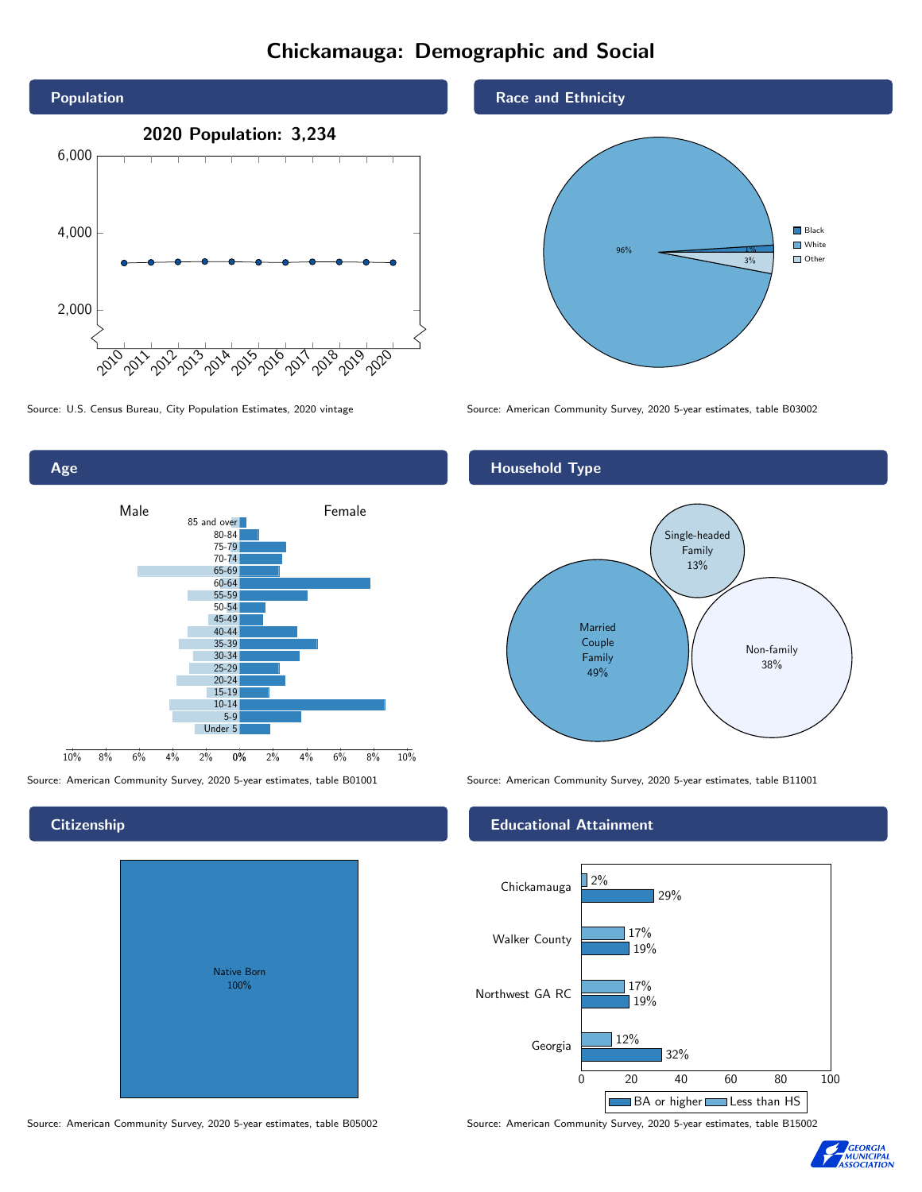# Chickamauga: Demographic and Social

## Population

2020 Population: 3,234

Source: U.S. Census Bureau, City Population Estimates, 2020 vintage

## Race and Ethnicity

| Race | Percent |
| --- | --- |
| Black | 1% |
| White | 96% |
| Other | 3% |

Source: American Community Survey, 2020 5-year estimates, table B03002

## Age

Source: American Community Survey, 2020 5-year estimates, table B01001

## Household Type

| Household Type | Percent |
| --- | --- |
| Married Couple Family | 49% |
| Single-headed Family | 13% |
| Non-family | 38% |

Source: American Community Survey, 2020 5-year estimates, table B11001

## Citizenship

Native Born 100%

Source: American Community Survey, 2020 5-year estimates, table B05002

## Educational Attainment

| Area | Less than HS | BA or higher |
| --- | --- | --- |
| Chickamauga | 2% | 29% |
| Walker County | 17% | 19% |
| Northwest GA RC | 17% | 19% |
| Georgia | 12% | 32% |

Source: American Community Survey, 2020 5-year estimates, table B15002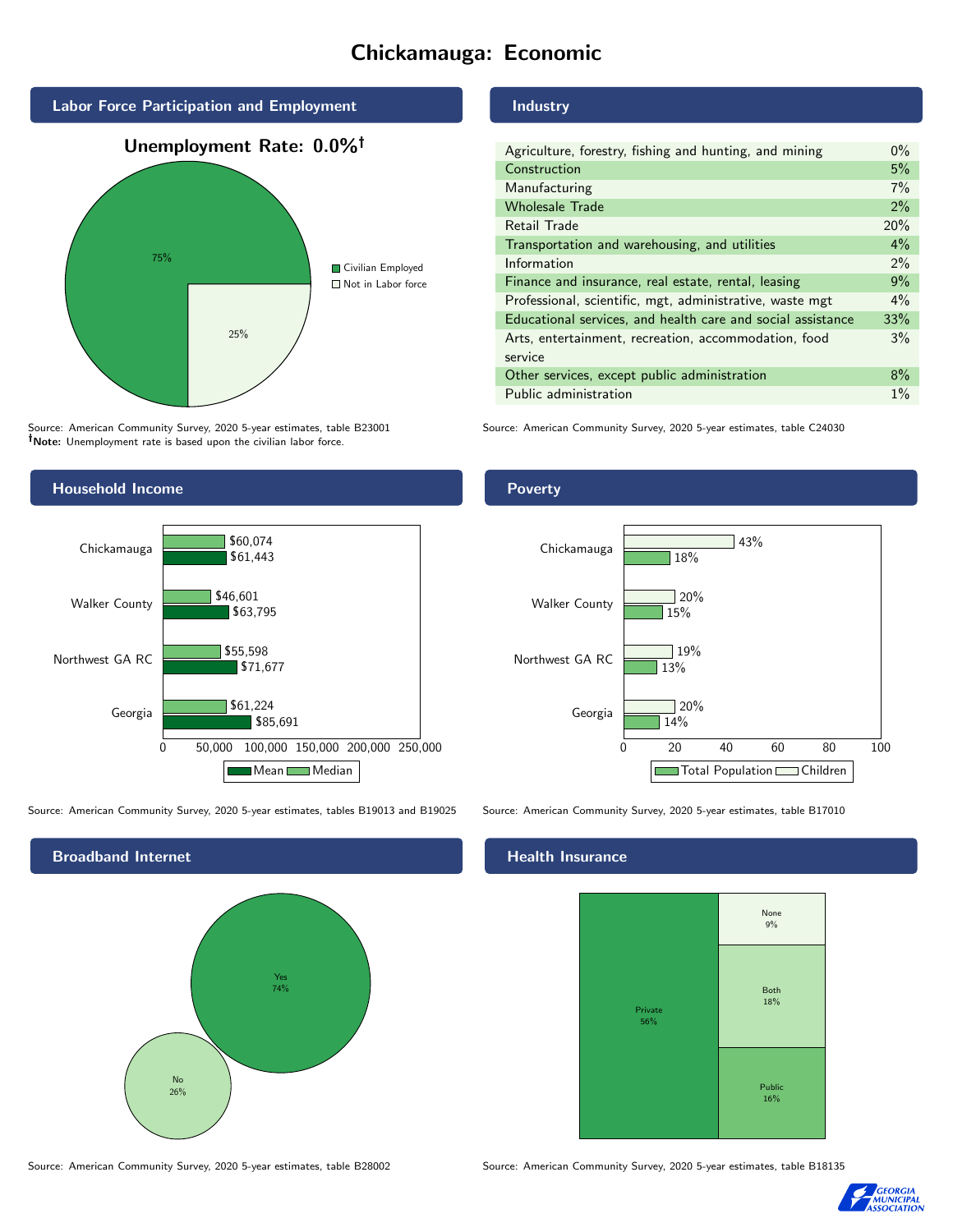# Chickamauga: Economic

## Labor Force Participation and Employment

**Unemployment Rate: 0.0%†**

| Category | Percent |
|---|---|
| Civilian Employed | 75% |
| Not in Labor force | 25% |

Source: American Community Survey, 2020 5-year estimates, table B23001
**†Note:** Unemployment rate is based upon the civilian labor force.

## Industry

| Industry | Percent |
|---|---|
| Agriculture, forestry, fishing and hunting, and mining | 0% |
| Construction | 5% |
| Manufacturing | 7% |
| Wholesale Trade | 2% |
| Retail Trade | 20% |
| Transportation and warehousing, and utilities | 4% |
| Information | 2% |
| Finance and insurance, real estate, rental, leasing | 9% |
| Professional, scientific, mgt, administrative, waste mgt | 4% |
| Educational services, and health care and social assistance | 33% |
| Arts, entertainment, recreation, accommodation, food service | 3% |
| Other services, except public administration | 8% |
| Public administration | 1% |

Source: American Community Survey, 2020 5-year estimates, table C24030

## Household Income

| Area | Median | Mean |
|---|---|---|
| Chickamauga | $60,074 | $61,443 |
| Walker County | $46,601 | $63,795 |
| Northwest GA RC | $55,598 | $71,677 |
| Georgia | $61,224 | $85,691 |

Source: American Community Survey, 2020 5-year estimates, tables B19013 and B19025

## Poverty

| Area | Children | Total Population |
|---|---|---|
| Chickamauga | 43% | 18% |
| Walker County | 20% | 15% |
| Northwest GA RC | 19% | 13% |
| Georgia | 20% | 14% |

Source: American Community Survey, 2020 5-year estimates, table B17010

## Broadband Internet

| Response | Percent |
|---|---|
| Yes | 74% |
| No | 26% |

Source: American Community Survey, 2020 5-year estimates, table B28002

## Health Insurance

| Type | Percent |
|---|---|
| Private | 56% |
| None | 9% |
| Both | 18% |
| Public | 16% |

Source: American Community Survey, 2020 5-year estimates, table B18135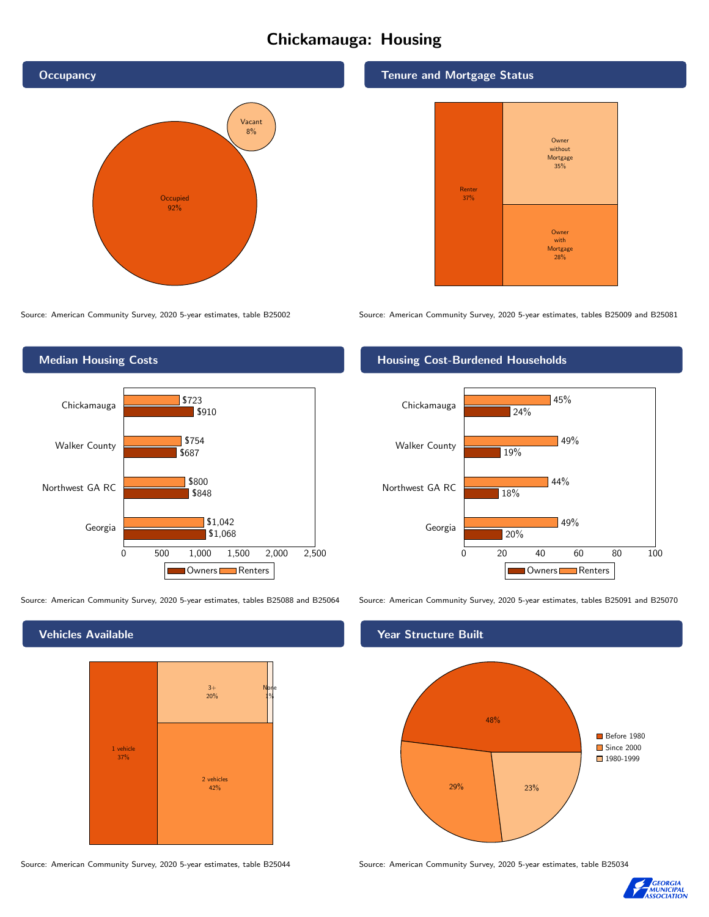# Chickamauga: Housing

## Occupancy

Vacant
8%

Occupied
92%

Source: American Community Survey, 2020 5-year estimates, table B25002

## Tenure and Mortgage Status

Renter
37%

Owner without Mortgage
35%

Owner with Mortgage
28%

Source: American Community Survey, 2020 5-year estimates, tables B25009 and B25081

## Median Housing Costs

Chickamauga
$723
$910

Walker County
$754
$687

Northwest GA RC
$800
$848

Georgia
$1,042
$1,068

0 500 1,000 1,500 2,000 2,500

Owners Renters

Source: American Community Survey, 2020 5-year estimates, tables B25088 and B25064

## Housing Cost-Burdened Households

Chickamauga
45%
24%

Walker County
49%
19%

Northwest GA RC
44%
18%

Georgia
49%
20%

0 20 40 60 80 100

Owners Renters

Source: American Community Survey, 2020 5-year estimates, tables B25091 and B25070

## Vehicles Available

1 vehicle
37%

3+
20%

None
1%

2 vehicles
42%

Source: American Community Survey, 2020 5-year estimates, table B25044

## Year Structure Built

48%

29%

23%

Before 1980
Since 2000
1980-1999

Source: American Community Survey, 2020 5-year estimates, table B25034